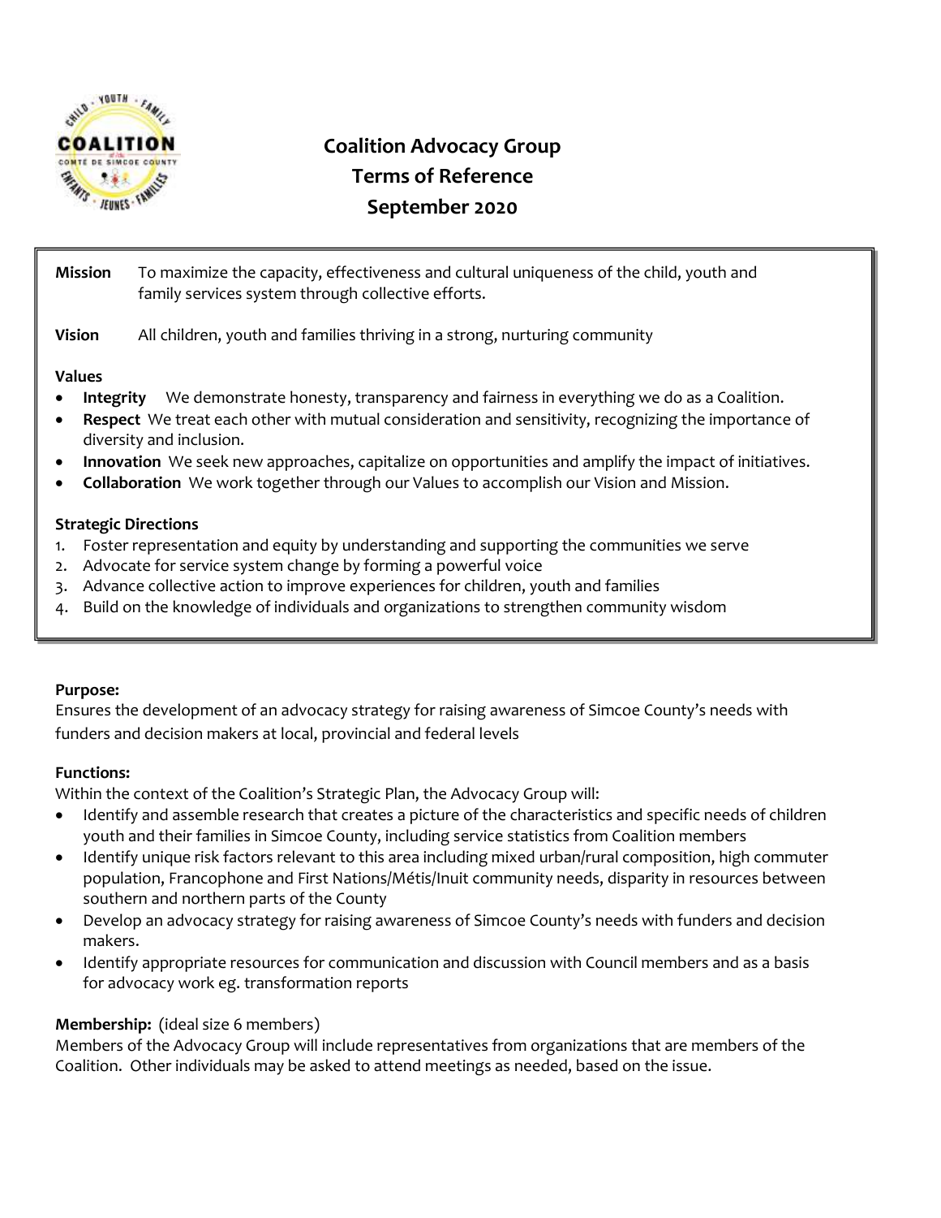# Coalition Advocacy Group
## Terms of Reference
## September 2020

**Mission** To maximize the capacity, effectiveness and cultural uniqueness of the child, youth and family services system through collective efforts.

**Vision** All children, youth and families thriving in a strong, nurturing community

**Values**

- **Integrity** We demonstrate honesty, transparency and fairness in everything we do as a Coalition.
- **Respect** We treat each other with mutual consideration and sensitivity, recognizing the importance of diversity and inclusion.
- **Innovation** We seek new approaches, capitalize on opportunities and amplify the impact of initiatives.
- **Collaboration** We work together through our Values to accomplish our Vision and Mission.

**Strategic Directions**

1. Foster representation and equity by understanding and supporting the communities we serve
2. Advocate for service system change by forming a powerful voice
3. Advance collective action to improve experiences for children, youth and families
4. Build on the knowledge of individuals and organizations to strengthen community wisdom

**Purpose:**
Ensures the development of an advocacy strategy for raising awareness of Simcoe County's needs with funders and decision makers at local, provincial and federal levels

**Functions:**
Within the context of the Coalition's Strategic Plan, the Advocacy Group will:

- Identify and assemble research that creates a picture of the characteristics and specific needs of children youth and their families in Simcoe County, including service statistics from Coalition members
- Identify unique risk factors relevant to this area including mixed urban/rural composition, high commuter population, Francophone and First Nations/Métis/Inuit community needs, disparity in resources between southern and northern parts of the County
- Develop an advocacy strategy for raising awareness of Simcoe County's needs with funders and decision makers.
- Identify appropriate resources for communication and discussion with Council members and as a basis for advocacy work eg. transformation reports

**Membership:** (ideal size 6 members)
Members of the Advocacy Group will include representatives from organizations that are members of the Coalition. Other individuals may be asked to attend meetings as needed, based on the issue.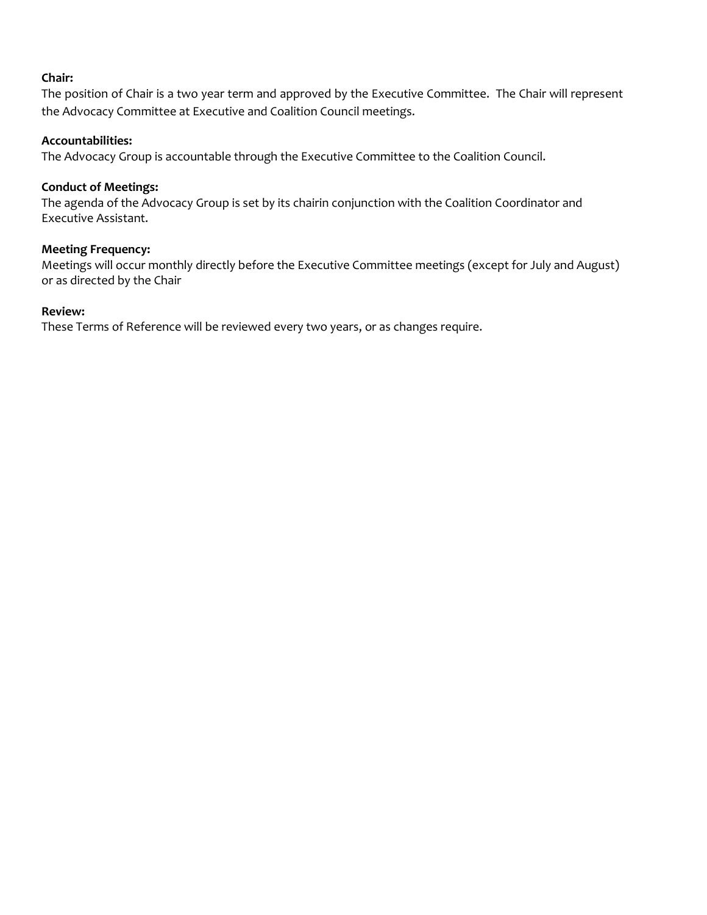**Chair:**
The position of Chair is a two year term and approved by the Executive Committee. The Chair will represent the Advocacy Committee at Executive and Coalition Council meetings.

**Accountabilities:**
The Advocacy Group is accountable through the Executive Committee to the Coalition Council.

**Conduct of Meetings:**
The agenda of the Advocacy Group is set by its chairin conjunction with the Coalition Coordinator and Executive Assistant.

**Meeting Frequency:**
Meetings will occur monthly directly before the Executive Committee meetings (except for July and August) or as directed by the Chair

**Review:**
These Terms of Reference will be reviewed every two years, or as changes require.